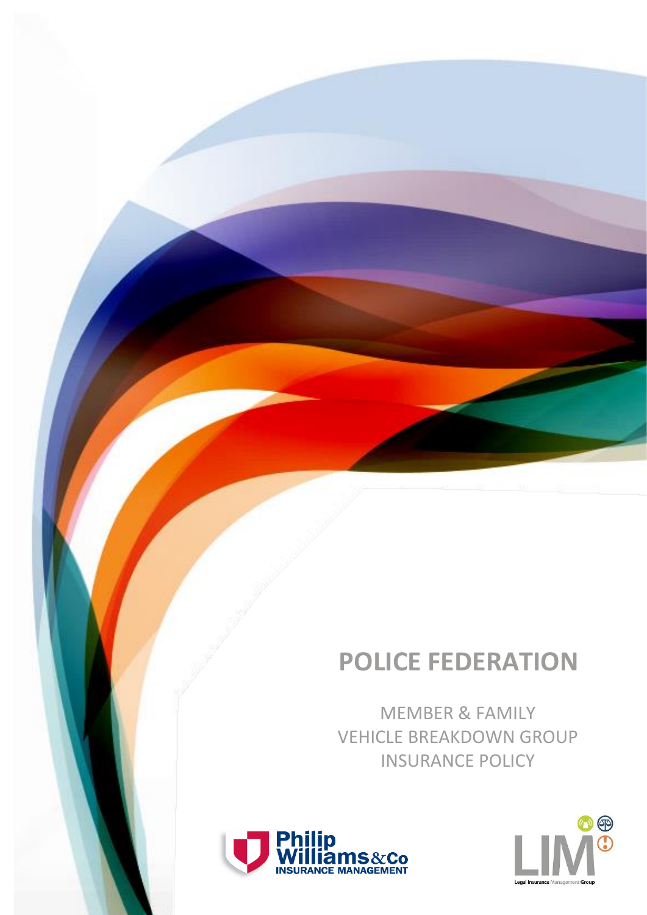# POLICE FEDERATION

MEMBER & FAMILY
VEHICLE BREAKDOWN GROUP
INSURANCE POLICY

Philip Williams & Co
INSURANCE MANAGEMENT

LIM
Legal Insurance Management Group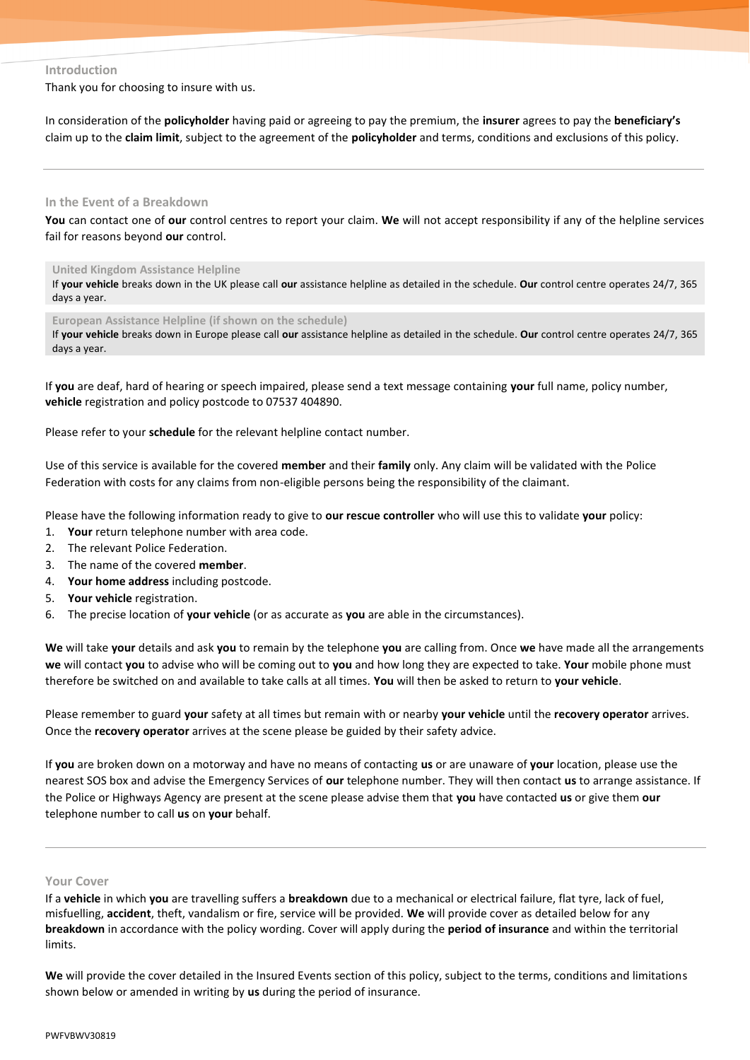## Introduction

Thank you for choosing to insure with us.

In consideration of the **policyholder** having paid or agreeing to pay the premium, the **insurer** agrees to pay the **beneficiary's** claim up to the **claim limit**, subject to the agreement of the **policyholder** and terms, conditions and exclusions of this policy.

---

## In the Event of a Breakdown

**You** can contact one of **our** control centres to report your claim. **We** will not accept responsibility if any of the helpline services fail for reasons beyond **our** control.

### United Kingdom Assistance Helpline

If **your vehicle** breaks down in the UK please call **our** assistance helpline as detailed in the schedule. **Our** control centre operates 24/7, 365 days a year.

### European Assistance Helpline (if shown on the schedule)

If **your vehicle** breaks down in Europe please call **our** assistance helpline as detailed in the schedule. **Our** control centre operates 24/7, 365 days a year.

If **you** are deaf, hard of hearing or speech impaired, please send a text message containing **your** full name, policy number, **vehicle** registration and policy postcode to 07537 404890.

Please refer to your **schedule** for the relevant helpline contact number.

Use of this service is available for the covered **member** and their **family** only. Any claim will be validated with the Police Federation with costs for any claims from non-eligible persons being the responsibility of the claimant.

Please have the following information ready to give to **our rescue controller** who will use this to validate **your** policy:

1. **Your** return telephone number with area code.
2. The relevant Police Federation.
3. The name of the covered **member**.
4. **Your home address** including postcode.
5. **Your vehicle** registration.
6. The precise location of **your vehicle** (or as accurate as **you** are able in the circumstances).

**We** will take **your** details and ask **you** to remain by the telephone **you** are calling from. Once **we** have made all the arrangements **we** will contact **you** to advise who will be coming out to **you** and how long they are expected to take. **Your** mobile phone must therefore be switched on and available to take calls at all times. **You** will then be asked to return to **your vehicle**.

Please remember to guard **your** safety at all times but remain with or nearby **your vehicle** until the **recovery operator** arrives. Once the **recovery operator** arrives at the scene please be guided by their safety advice.

If **you** are broken down on a motorway and have no means of contacting **us** or are unaware of **your** location, please use the nearest SOS box and advise the Emergency Services of **our** telephone number. They will then contact **us** to arrange assistance. If the Police or Highways Agency are present at the scene please advise them that **you** have contacted **us** or give them **our** telephone number to call **us** on **your** behalf.

---

## Your Cover

If a **vehicle** in which **you** are travelling suffers a **breakdown** due to a mechanical or electrical failure, flat tyre, lack of fuel, misfuelling, **accident**, theft, vandalism or fire, service will be provided. **We** will provide cover as detailed below for any **breakdown** in accordance with the policy wording. Cover will apply during the **period of insurance** and within the territorial limits.

**We** will provide the cover detailed in the Insured Events section of this policy, subject to the terms, conditions and limitations shown below or amended in writing by **us** during the period of insurance.

PWFVBWV30819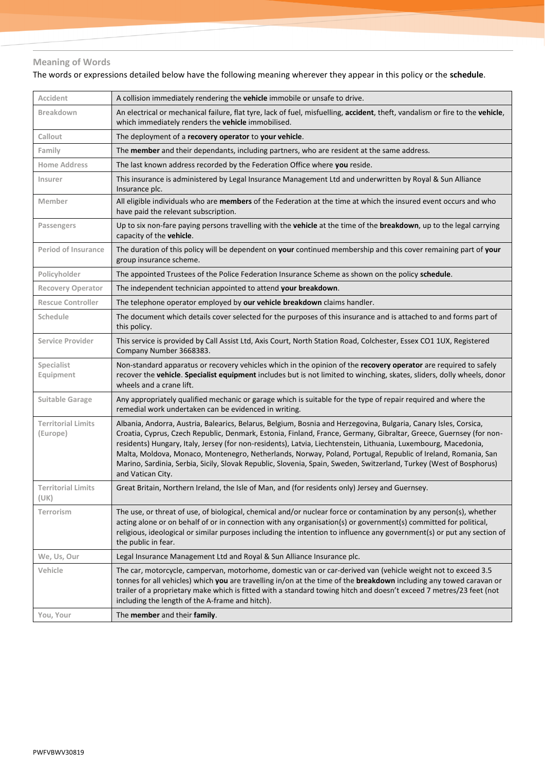## Meaning of Words

The words or expressions detailed below have the following meaning wherever they appear in this policy or the **schedule**.

| | |
|---|---|
| Accident | A collision immediately rendering the **vehicle** immobile or unsafe to drive. |
| Breakdown | An electrical or mechanical failure, flat tyre, lack of fuel, misfuelling, **accident**, theft, vandalism or fire to the **vehicle**, which immediately renders the **vehicle** immobilised. |
| Callout | The deployment of a **recovery operator** to **your vehicle**. |
| Family | The **member** and their dependants, including partners, who are resident at the same address. |
| Home Address | The last known address recorded by the Federation Office where **you** reside. |
| Insurer | This insurance is administered by Legal Insurance Management Ltd and underwritten by Royal & Sun Alliance Insurance plc. |
| Member | All eligible individuals who are **members** of the Federation at the time at which the insured event occurs and who have paid the relevant subscription. |
| Passengers | Up to six non-fare paying persons travelling with the **vehicle** at the time of the **breakdown**, up to the legal carrying capacity of the **vehicle**. |
| Period of Insurance | The duration of this policy will be dependent on **your** continued membership and this cover remaining part of **your** group insurance scheme. |
| Policyholder | The appointed Trustees of the Police Federation Insurance Scheme as shown on the policy **schedule**. |
| Recovery Operator | The independent technician appointed to attend **your breakdown**. |
| Rescue Controller | The telephone operator employed by **our vehicle breakdown** claims handler. |
| Schedule | The document which details cover selected for the purposes of this insurance and is attached to and forms part of this policy. |
| Service Provider | This service is provided by Call Assist Ltd, Axis Court, North Station Road, Colchester, Essex CO1 1UX, Registered Company Number 3668383. |
| Specialist Equipment | Non-standard apparatus or recovery vehicles which in the opinion of the **recovery operator** are required to safely recover the **vehicle**. **Specialist equipment** includes but is not limited to winching, skates, sliders, dolly wheels, donor wheels and a crane lift. |
| Suitable Garage | Any appropriately qualified mechanic or garage which is suitable for the type of repair required and where the remedial work undertaken can be evidenced in writing. |
| Territorial Limits (Europe) | Albania, Andorra, Austria, Balearics, Belarus, Belgium, Bosnia and Herzegovina, Bulgaria, Canary Isles, Corsica, Croatia, Cyprus, Czech Republic, Denmark, Estonia, Finland, France, Germany, Gibraltar, Greece, Guernsey (for non-residents) Hungary, Italy, Jersey (for non-residents), Latvia, Liechtenstein, Lithuania, Luxembourg, Macedonia, Malta, Moldova, Monaco, Montenegro, Netherlands, Norway, Poland, Portugal, Republic of Ireland, Romania, San Marino, Sardinia, Serbia, Sicily, Slovak Republic, Slovenia, Spain, Sweden, Switzerland, Turkey (West of Bosphorus) and Vatican City. |
| Territorial Limits (UK) | Great Britain, Northern Ireland, the Isle of Man, and (for residents only) Jersey and Guernsey. |
| Terrorism | The use, or threat of use, of biological, chemical and/or nuclear force or contamination by any person(s), whether acting alone or on behalf of or in connection with any organisation(s) or government(s) committed for political, religious, ideological or similar purposes including the intention to influence any government(s) or put any section of the public in fear. |
| We, Us, Our | Legal Insurance Management Ltd and Royal & Sun Alliance Insurance plc. |
| Vehicle | The car, motorcycle, campervan, motorhome, domestic van or car-derived van (vehicle weight not to exceed 3.5 tonnes for all vehicles) which **you** are travelling in/on at the time of the **breakdown** including any towed caravan or trailer of a proprietary make which is fitted with a standard towing hitch and doesn't exceed 7 metres/23 feet (not including the length of the A-frame and hitch). |
| You, Your | The **member** and their **family**. |

PWFVBWV30819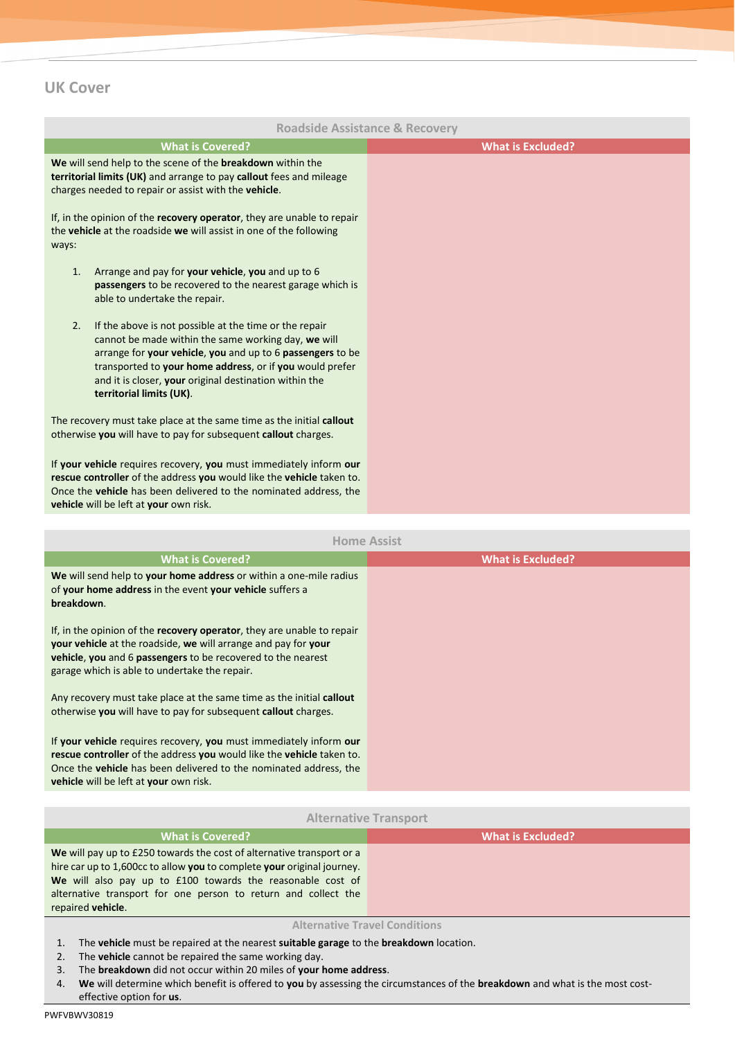## UK Cover

### Roadside Assistance & Recovery

| What is Covered? | What is Excluded? |
|---|---|
| **We** will send help to the scene of the **breakdown** within the **territorial limits (UK)** and arrange to pay **callout** fees and mileage charges needed to repair or assist with the **vehicle**.<br><br>If, in the opinion of the **recovery operator**, they are unable to repair the **vehicle** at the roadside **we** will assist in one of the following ways:<br><br>1. Arrange and pay for **your vehicle**, **you** and up to 6 **passengers** to be recovered to the nearest garage which is able to undertake the repair.<br><br>2. If the above is not possible at the time or the repair cannot be made within the same working day, **we** will arrange for **your vehicle**, **you** and up to 6 **passengers** to be transported to **your home address**, or if **you** would prefer and it is closer, **your** original destination within the **territorial limits (UK)**.<br><br>The recovery must take place at the same time as the initial **callout** otherwise **you** will have to pay for subsequent **callout** charges.<br><br>If **your vehicle** requires recovery, **you** must immediately inform **our rescue controller** of the address **you** would like the **vehicle** taken to. Once the **vehicle** has been delivered to the nominated address, the **vehicle** will be left at **your** own risk. | |

### Home Assist

| What is Covered? | What is Excluded? |
|---|---|
| **We** will send help to **your home address** or within a one-mile radius of **your home address** in the event **your vehicle** suffers a **breakdown**.<br><br>If, in the opinion of the **recovery operator**, they are unable to repair **your vehicle** at the roadside, **we** will arrange and pay for **your vehicle**, **you** and 6 **passengers** to be recovered to the nearest garage which is able to undertake the repair.<br><br>Any recovery must take place at the same time as the initial **callout** otherwise **you** will have to pay for subsequent **callout** charges.<br><br>If **your vehicle** requires recovery, **you** must immediately inform **our rescue controller** of the address **you** would like the **vehicle** taken to. Once the **vehicle** has been delivered to the nominated address, the **vehicle** will be left at **your** own risk. | |

### Alternative Transport

| What is Covered? | What is Excluded? |
|---|---|
| **We** will pay up to £250 towards the cost of alternative transport or a hire car up to 1,600cc to allow **you** to complete **your** original journey. **We** will also pay up to £100 towards the reasonable cost of alternative transport for one person to return and collect the repaired **vehicle**. | |

**Alternative Travel Conditions**

1. The **vehicle** must be repaired at the nearest **suitable garage** to the **breakdown** location.
2. The **vehicle** cannot be repaired the same working day.
3. The **breakdown** did not occur within 20 miles of **your home address**.
4. **We** will determine which benefit is offered to **you** by assessing the circumstances of the **breakdown** and what is the most cost-effective option for **us**.

PWFVBWV30819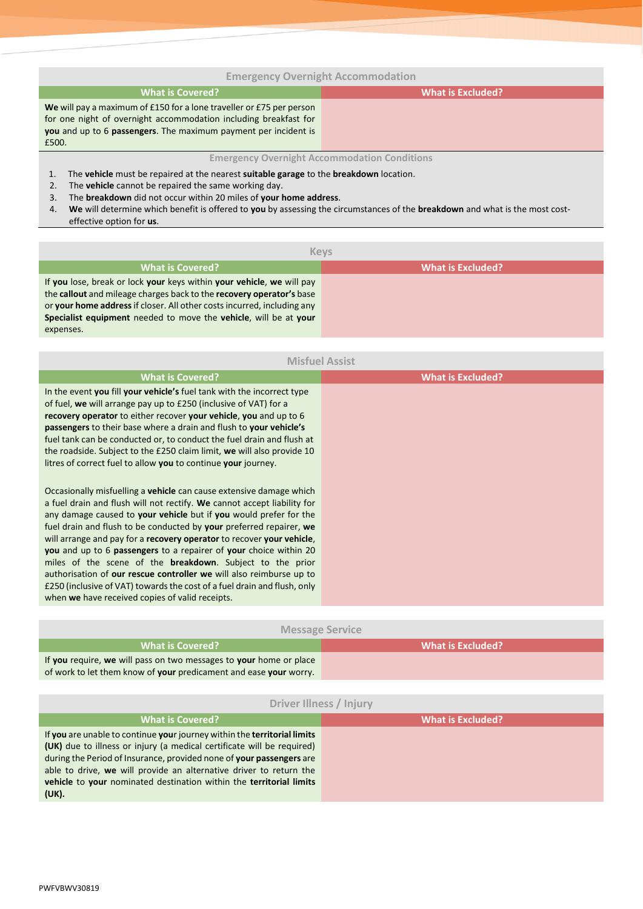## Emergency Overnight Accommodation

| What is Covered? | What is Excluded? |
|---|---|
| **We** will pay a maximum of £150 for a lone traveller or £75 per person for one night of overnight accommodation including breakfast for **you** and up to 6 **passengers**. The maximum payment per incident is £500. | |

### Emergency Overnight Accommodation Conditions

1. The **vehicle** must be repaired at the nearest **suitable garage** to the **breakdown** location.
2. The **vehicle** cannot be repaired the same working day.
3. The **breakdown** did not occur within 20 miles of **your home address**.
4. **We** will determine which benefit is offered to **you** by assessing the circumstances of the **breakdown** and what is the most cost-effective option for **us**.

## Keys

| What is Covered? | What is Excluded? |
|---|---|
| If **you** lose, break or lock **your** keys within **your vehicle**, **we** will pay the **callout** and mileage charges back to the **recovery operator's** base or **your home address** if closer. All other costs incurred, including any **Specialist equipment** needed to move the **vehicle**, will be at **your** expenses. | |

## Misfuel Assist

| What is Covered? | What is Excluded? |
|---|---|
| In the event **you** fill **your vehicle's** fuel tank with the incorrect type of fuel, **we** will arrange pay up to £250 (inclusive of VAT) for a **recovery operator** to either recover **your vehicle**, **you** and up to 6 **passengers** to their base where a drain and flush to **your vehicle's** fuel tank can be conducted or, to conduct the fuel drain and flush at the roadside. Subject to the £250 claim limit, **we** will also provide 10 litres of correct fuel to allow **you** to continue **your** journey.<br><br>Occasionally misfuelling a **vehicle** can cause extensive damage which a fuel drain and flush will not rectify. **We** cannot accept liability for any damage caused to **your vehicle** but if **you** would prefer for the fuel drain and flush to be conducted by **your** preferred repairer, **we** will arrange and pay for a **recovery operator** to recover **your vehicle**, **you** and up to 6 **passengers** to a repairer of **your** choice within 20 miles of the scene of the **breakdown**. Subject to the prior authorisation of **our rescue controller we** will also reimburse up to £250 (inclusive of VAT) towards the cost of a fuel drain and flush, only when **we** have received copies of valid receipts. | |

## Message Service

| What is Covered? | What is Excluded? |
|---|---|
| If **you** require, **we** will pass on two messages to **your** home or place of work to let them know of **your** predicament and ease **your** worry. | |

## Driver Illness / Injury

| What is Covered? | What is Excluded? |
|---|---|
| If **you** are unable to continue **your** journey within the **territorial limits (UK)** due to illness or injury (a medical certificate will be required) during the Period of Insurance, provided none of **your passengers** are able to drive, **we** will provide an alternative driver to return the **vehicle** to **your** nominated destination within the **territorial limits (UK).** | |

PWFVBWV30819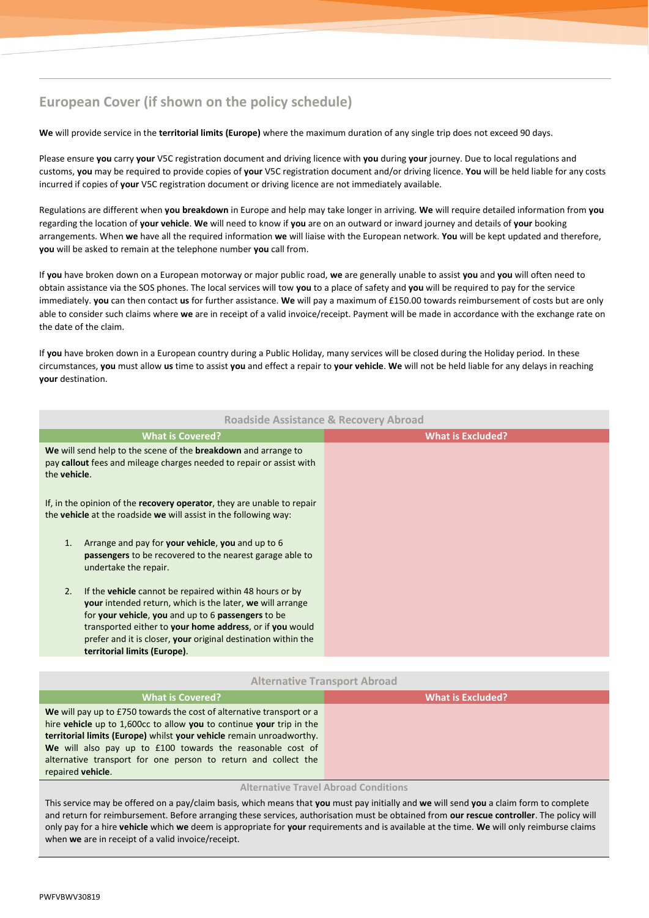## European Cover (if shown on the policy schedule)

**We** will provide service in the **territorial limits (Europe)** where the maximum duration of any single trip does not exceed 90 days.

Please ensure **you** carry **your** V5C registration document and driving licence with **you** during **your** journey. Due to local regulations and customs, **you** may be required to provide copies of **your** V5C registration document and/or driving licence. **You** will be held liable for any costs incurred if copies of **your** V5C registration document or driving licence are not immediately available.

Regulations are different when **you breakdown** in Europe and help may take longer in arriving. **We** will require detailed information from **you** regarding the location of **your vehicle**. **We** will need to know if **you** are on an outward or inward journey and details of **your** booking arrangements. When **we** have all the required information **we** will liaise with the European network. **You** will be kept updated and therefore, **you** will be asked to remain at the telephone number **you** call from.

If **you** have broken down on a European motorway or major public road, **we** are generally unable to assist **you** and **you** will often need to obtain assistance via the SOS phones. The local services will tow **you** to a place of safety and **you** will be required to pay for the service immediately. **you** can then contact **us** for further assistance. **We** will pay a maximum of £150.00 towards reimbursement of costs but are only able to consider such claims where **we** are in receipt of a valid invoice/receipt. Payment will be made in accordance with the exchange rate on the date of the claim.

If **you** have broken down in a European country during a Public Holiday, many services will be closed during the Holiday period. In these circumstances, **you** must allow **us** time to assist **you** and effect a repair to **your vehicle**. **We** will not be held liable for any delays in reaching **your** destination.

### Roadside Assistance & Recovery Abroad

| What is Covered? | What is Excluded? |
|---|---|
| **We** will send help to the scene of the **breakdown** and arrange to pay **callout** fees and mileage charges needed to repair or assist with the **vehicle**.<br><br>If, in the opinion of the **recovery operator**, they are unable to repair the **vehicle** at the roadside **we** will assist in the following way:<br><br>1. Arrange and pay for **your vehicle**, **you** and up to 6 **passengers** to be recovered to the nearest garage able to undertake the repair.<br>2. If the **vehicle** cannot be repaired within 48 hours or by **your** intended return, which is the later, **we** will arrange for **your vehicle**, **you** and up to 6 **passengers** to be transported either to **your home address**, or if **you** would prefer and it is closer, **your** original destination within the **territorial limits (Europe)**. | |

### Alternative Transport Abroad

| What is Covered? | What is Excluded? |
|---|---|
| **We** will pay up to £750 towards the cost of alternative transport or a hire **vehicle** up to 1,600cc to allow **you** to continue **your** trip in the **territorial limits (Europe)** whilst **your vehicle** remain unroadworthy. **We** will also pay up to £100 towards the reasonable cost of alternative transport for one person to return and collect the repaired **vehicle**. | |

#### Alternative Travel Abroad Conditions

This service may be offered on a pay/claim basis, which means that **you** must pay initially and **we** will send **you** a claim form to complete and return for reimbursement. Before arranging these services, authorisation must be obtained from **our rescue controller**. The policy will only pay for a hire **vehicle** which **we** deem is appropriate for **your** requirements and is available at the time. **We** will only reimburse claims when **we** are in receipt of a valid invoice/receipt.

PWFVBWV30819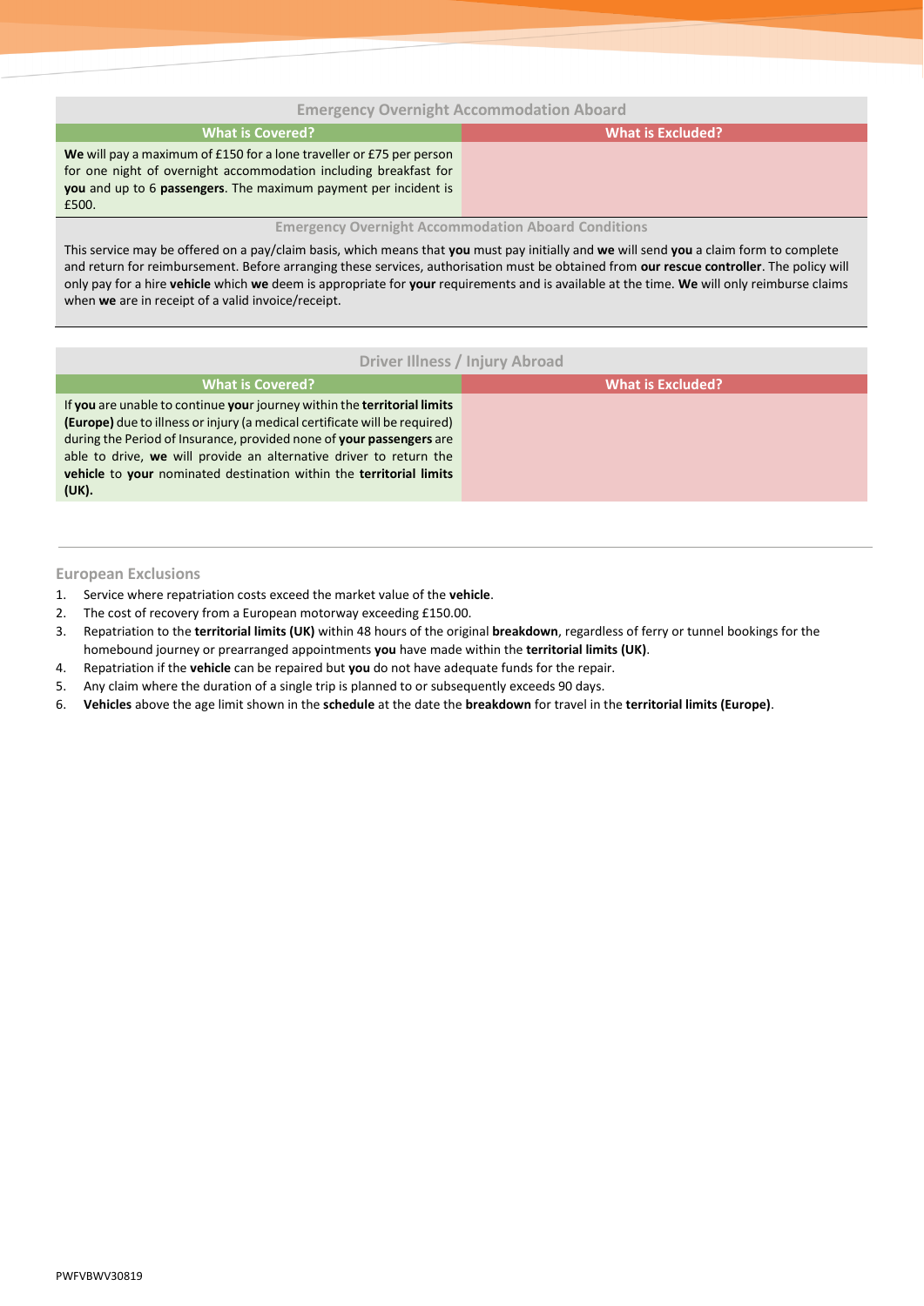## Emergency Overnight Accommodation Aboard

| What is Covered? | What is Excluded? |
|---|---|
| **We** will pay a maximum of £150 for a lone traveller or £75 per person for one night of overnight accommodation including breakfast for **you** and up to 6 **passengers**. The maximum payment per incident is £500. | |

### Emergency Overnight Accommodation Aboard Conditions

This service may be offered on a pay/claim basis, which means that **you** must pay initially and **we** will send **you** a claim form to complete and return for reimbursement. Before arranging these services, authorisation must be obtained from **our rescue controller**. The policy will only pay for a hire **vehicle** which **we** deem is appropriate for **your** requirements and is available at the time. **We** will only reimburse claims when **we** are in receipt of a valid invoice/receipt.

## Driver Illness / Injury Abroad

| What is Covered? | What is Excluded? |
|---|---|
| If **you** are unable to continue **your** journey within the **territorial limits (Europe)** due to illness or injury (a medical certificate will be required) during the Period of Insurance, provided none of **your passengers** are able to drive, **we** will provide an alternative driver to return the **vehicle** to **your** nominated destination within the **territorial limits (UK).** | |

### European Exclusions

1. Service where repatriation costs exceed the market value of the **vehicle**.
2. The cost of recovery from a European motorway exceeding £150.00.
3. Repatriation to the **territorial limits (UK)** within 48 hours of the original **breakdown**, regardless of ferry or tunnel bookings for the homebound journey or prearranged appointments **you** have made within the **territorial limits (UK)**.
4. Repatriation if the **vehicle** can be repaired but **you** do not have adequate funds for the repair.
5. Any claim where the duration of a single trip is planned to or subsequently exceeds 90 days.
6. **Vehicles** above the age limit shown in the **schedule** at the date the **breakdown** for travel in the **territorial limits (Europe)**.

PWFVBWV30819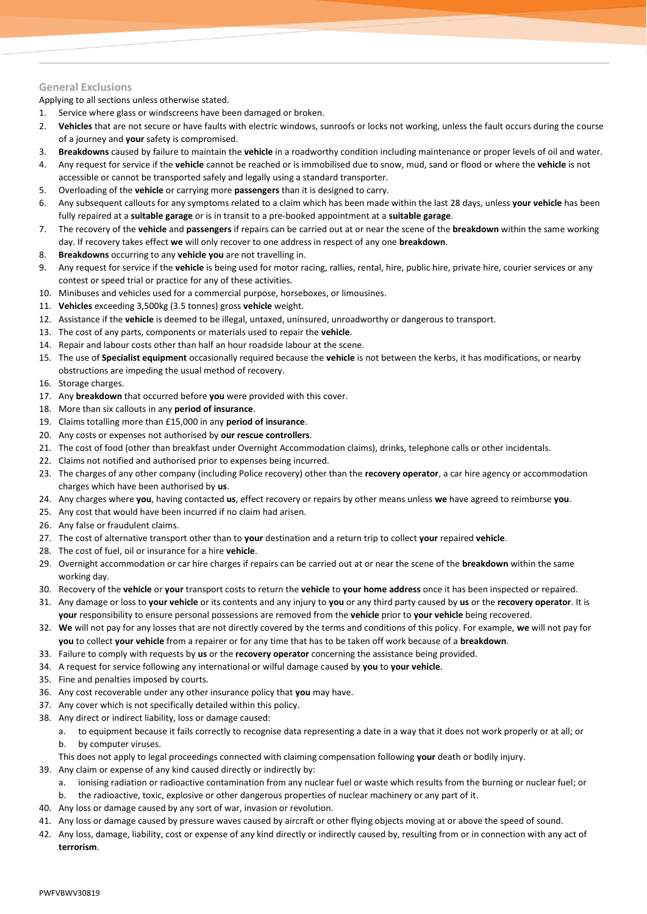## General Exclusions

Applying to all sections unless otherwise stated.

1. Service where glass or windscreens have been damaged or broken.
2. **Vehicles** that are not secure or have faults with electric windows, sunroofs or locks not working, unless the fault occurs during the course of a journey and **your** safety is compromised.
3. **Breakdowns** caused by failure to maintain the **vehicle** in a roadworthy condition including maintenance or proper levels of oil and water.
4. Any request for service if the **vehicle** cannot be reached or is immobilised due to snow, mud, sand or flood or where the **vehicle** is not accessible or cannot be transported safely and legally using a standard transporter.
5. Overloading of the **vehicle** or carrying more **passengers** than it is designed to carry.
6. Any subsequent callouts for any symptoms related to a claim which has been made within the last 28 days, unless **your vehicle** has been fully repaired at a **suitable garage** or is in transit to a pre-booked appointment at a **suitable garage**.
7. The recovery of the **vehicle** and **passengers** if repairs can be carried out at or near the scene of the **breakdown** within the same working day. If recovery takes effect **we** will only recover to one address in respect of any one **breakdown**.
8. **Breakdowns** occurring to any **vehicle you** are not travelling in.
9. Any request for service if the **vehicle** is being used for motor racing, rallies, rental, hire, public hire, private hire, courier services or any contest or speed trial or practice for any of these activities.
10. Minibuses and vehicles used for a commercial purpose, horseboxes, or limousines.
11. **Vehicles** exceeding 3,500kg (3.5 tonnes) gross **vehicle** weight.
12. Assistance if the **vehicle** is deemed to be illegal, untaxed, uninsured, unroadworthy or dangerous to transport.
13. The cost of any parts, components or materials used to repair the **vehicle**.
14. Repair and labour costs other than half an hour roadside labour at the scene.
15. The use of **Specialist equipment** occasionally required because the **vehicle** is not between the kerbs, it has modifications, or nearby obstructions are impeding the usual method of recovery.
16. Storage charges.
17. Any **breakdown** that occurred before **you** were provided with this cover.
18. More than six callouts in any **period of insurance**.
19. Claims totalling more than £15,000 in any **period of insurance**.
20. Any costs or expenses not authorised by **our rescue controllers**.
21. The cost of food (other than breakfast under Overnight Accommodation claims), drinks, telephone calls or other incidentals.
22. Claims not notified and authorised prior to expenses being incurred.
23. The charges of any other company (including Police recovery) other than the **recovery operator**, a car hire agency or accommodation charges which have been authorised by **us**.
24. Any charges where **you**, having contacted **us**, effect recovery or repairs by other means unless **we** have agreed to reimburse **you**.
25. Any cost that would have been incurred if no claim had arisen.
26. Any false or fraudulent claims.
27. The cost of alternative transport other than to **your** destination and a return trip to collect **your** repaired **vehicle**.
28. The cost of fuel, oil or insurance for a hire **vehicle**.
29. Overnight accommodation or car hire charges if repairs can be carried out at or near the scene of the **breakdown** within the same working day.
30. Recovery of the **vehicle** or **your** transport costs to return the **vehicle** to **your home address** once it has been inspected or repaired.
31. Any damage or loss to **your vehicle** or its contents and any injury to **you** or any third party caused by **us** or the **recovery operator**. It is **your** responsibility to ensure personal possessions are removed from the **vehicle** prior to **your vehicle** being recovered.
32. **We** will not pay for any losses that are not directly covered by the terms and conditions of this policy. For example, **we** will not pay for **you** to collect **your vehicle** from a repairer or for any time that has to be taken off work because of a **breakdown**.
33. Failure to comply with requests by **us** or the **recovery operator** concerning the assistance being provided.
34. A request for service following any international or wilful damage caused by **you** to **your vehicle**.
35. Fine and penalties imposed by courts.
36. Any cost recoverable under any other insurance policy that **you** may have.
37. Any cover which is not specifically detailed within this policy.
38. Any direct or indirect liability, loss or damage caused:
    a. to equipment because it fails correctly to recognise data representing a date in a way that it does not work properly or at all; or
    b. by computer viruses.

    This does not apply to legal proceedings connected with claiming compensation following **your** death or bodily injury.
39. Any claim or expense of any kind caused directly or indirectly by:
    a. ionising radiation or radioactive contamination from any nuclear fuel or waste which results from the burning or nuclear fuel; or
    b. the radioactive, toxic, explosive or other dangerous properties of nuclear machinery or any part of it.
40. Any loss or damage caused by any sort of war, invasion or revolution.
41. Any loss or damage caused by pressure waves caused by aircraft or other flying objects moving at or above the speed of sound.
42. Any loss, damage, liability, cost or expense of any kind directly or indirectly caused by, resulting from or in connection with any act of **terrorism**.

PWFVBWV30819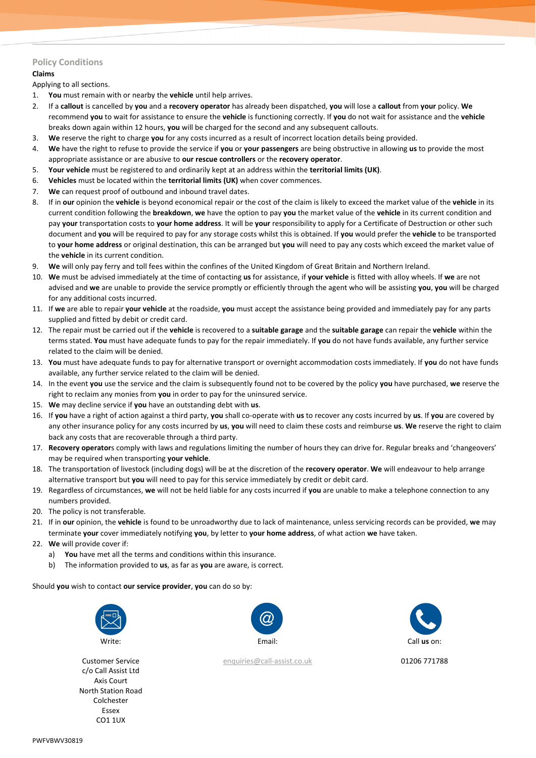## Policy Conditions

### Claims

Applying to all sections.

1. **You** must remain with or nearby the **vehicle** until help arrives.
2. If a **callout** is cancelled by **you** and a **recovery operator** has already been dispatched, **you** will lose a **callout** from **your** policy. **We** recommend **you** to wait for assistance to ensure the **vehicle** is functioning correctly. If **you** do not wait for assistance and the **vehicle** breaks down again within 12 hours, **you** will be charged for the second and any subsequent callouts.
3. **We** reserve the right to charge **you** for any costs incurred as a result of incorrect location details being provided.
4. **We** have the right to refuse to provide the service if **you** or **your passengers** are being obstructive in allowing **us** to provide the most appropriate assistance or are abusive to **our rescue controllers** or the **recovery operator**.
5. **Your vehicle** must be registered to and ordinarily kept at an address within the **territorial limits (UK)**.
6. **Vehicles** must be located within the **territorial limits (UK)** when cover commences.
7. **We** can request proof of outbound and inbound travel dates.
8. If in **our** opinion the **vehicle** is beyond economical repair or the cost of the claim is likely to exceed the market value of the **vehicle** in its current condition following the **breakdown**, **we** have the option to pay **you** the market value of the **vehicle** in its current condition and pay **your** transportation costs to **your home address**. It will be **your** responsibility to apply for a Certificate of Destruction or other such document and **you** will be required to pay for any storage costs whilst this is obtained. If **you** would prefer the **vehicle** to be transported to **your home address** or original destination, this can be arranged but **you** will need to pay any costs which exceed the market value of the **vehicle** in its current condition.
9. **We** will only pay ferry and toll fees within the confines of the United Kingdom of Great Britain and Northern Ireland.
10. **We** must be advised immediately at the time of contacting **us** for assistance, if **your vehicle** is fitted with alloy wheels. If **we** are not advised and **we** are unable to provide the service promptly or efficiently through the agent who will be assisting **you**, **you** will be charged for any additional costs incurred.
11. If **we** are able to repair **your vehicle** at the roadside, **you** must accept the assistance being provided and immediately pay for any parts supplied and fitted by debit or credit card.
12. The repair must be carried out if the **vehicle** is recovered to a **suitable garage** and the **suitable garage** can repair the **vehicle** within the terms stated. **You** must have adequate funds to pay for the repair immediately. If **you** do not have funds available, any further service related to the claim will be denied.
13. **You** must have adequate funds to pay for alternative transport or overnight accommodation costs immediately. If **you** do not have funds available, any further service related to the claim will be denied.
14. In the event **you** use the service and the claim is subsequently found not to be covered by the policy **you** have purchased, **we** reserve the right to reclaim any monies from **you** in order to pay for the uninsured service.
15. **We** may decline service if **you** have an outstanding debt with **us**.
16. If **you** have a right of action against a third party, **you** shall co-operate with **us** to recover any costs incurred by **us**. If **you** are covered by any other insurance policy for any costs incurred by **us**, **you** will need to claim these costs and reimburse **us**. **We** reserve the right to claim back any costs that are recoverable through a third party.
17. **Recovery operator**s comply with laws and regulations limiting the number of hours they can drive for. Regular breaks and 'changeovers' may be required when transporting **your vehicle**.
18. The transportation of livestock (including dogs) will be at the discretion of the **recovery operator**. **We** will endeavour to help arrange alternative transport but **you** will need to pay for this service immediately by credit or debit card.
19. Regardless of circumstances, **we** will not be held liable for any costs incurred if **you** are unable to make a telephone connection to any numbers provided.
20. The policy is not transferable.
21. If in **our** opinion, the **vehicle** is found to be unroadworthy due to lack of maintenance, unless servicing records can be provided, **we** may terminate **your** cover immediately notifying **you**, by letter to **your home address**, of what action **we** have taken.
22. **We** will provide cover if:
    a) **You** have met all the terms and conditions within this insurance.
    b) The information provided to **us**, as far as **you** are aware, is correct.

Should **you** wish to contact **our service provider**, **you** can do so by:

Write:

Customer Service
c/o Call Assist Ltd
Axis Court
North Station Road
Colchester
Essex
CO1 1UX

Email:

enquiries@call-assist.co.uk

Call **us** on:

01206 771788

PWFVBWV30819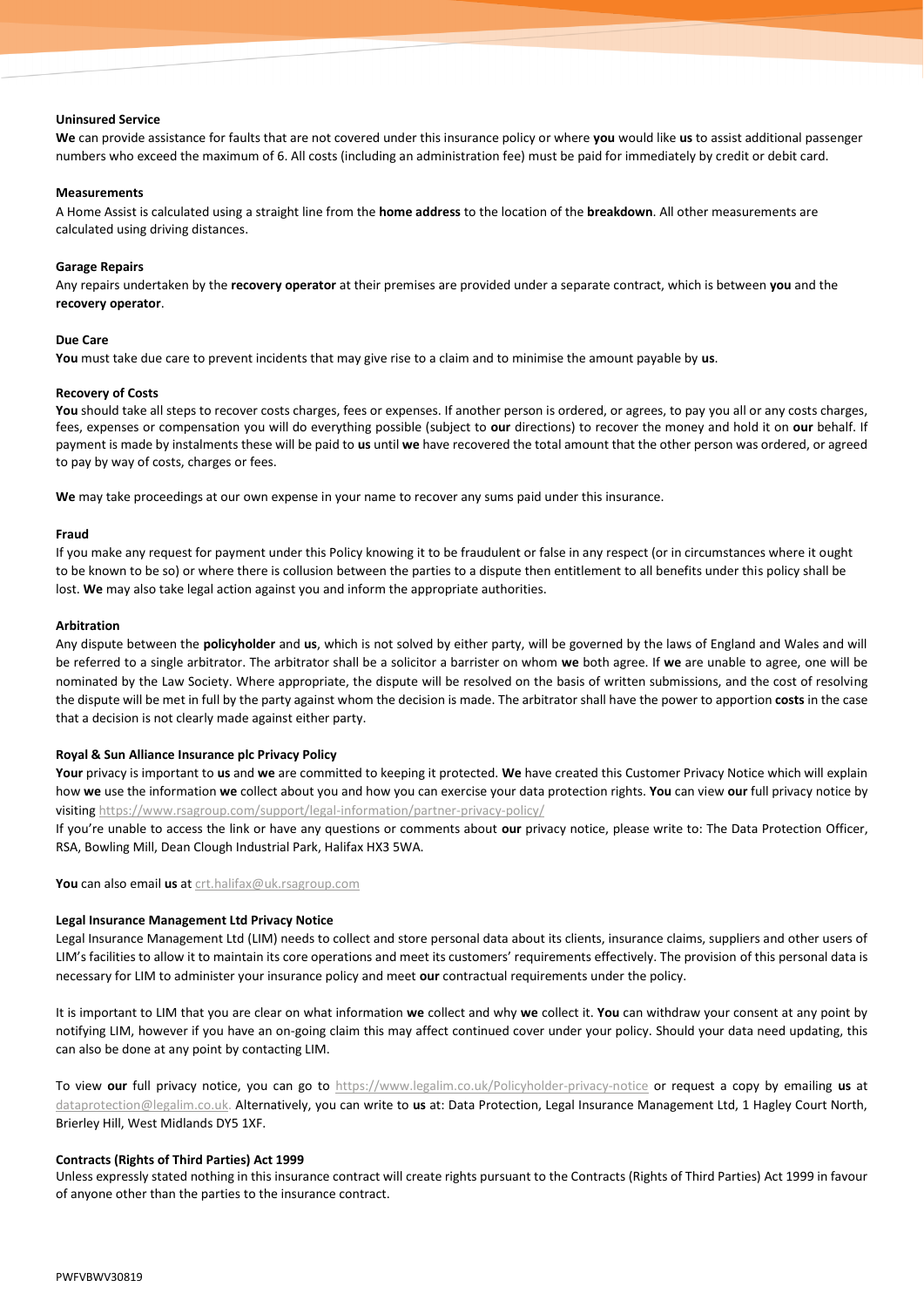**Uninsured Service**

**We** can provide assistance for faults that are not covered under this insurance policy or where **you** would like **us** to assist additional passenger numbers who exceed the maximum of 6. All costs (including an administration fee) must be paid for immediately by credit or debit card.

**Measurements**

A Home Assist is calculated using a straight line from the **home address** to the location of the **breakdown**. All other measurements are calculated using driving distances.

**Garage Repairs**

Any repairs undertaken by the **recovery operator** at their premises are provided under a separate contract, which is between **you** and the **recovery operator**.

**Due Care**

**You** must take due care to prevent incidents that may give rise to a claim and to minimise the amount payable by **us**.

**Recovery of Costs**

**You** should take all steps to recover costs charges, fees or expenses. If another person is ordered, or agrees, to pay you all or any costs charges, fees, expenses or compensation you will do everything possible (subject to **our** directions) to recover the money and hold it on **our** behalf. If payment is made by instalments these will be paid to **us** until **we** have recovered the total amount that the other person was ordered, or agreed to pay by way of costs, charges or fees.

**We** may take proceedings at our own expense in your name to recover any sums paid under this insurance.

**Fraud**

If you make any request for payment under this Policy knowing it to be fraudulent or false in any respect (or in circumstances where it ought to be known to be so) or where there is collusion between the parties to a dispute then entitlement to all benefits under this policy shall be lost. **We** may also take legal action against you and inform the appropriate authorities.

**Arbitration**

Any dispute between the **policyholder** and **us**, which is not solved by either party, will be governed by the laws of England and Wales and will be referred to a single arbitrator. The arbitrator shall be a solicitor a barrister on whom **we** both agree. If **we** are unable to agree, one will be nominated by the Law Society. Where appropriate, the dispute will be resolved on the basis of written submissions, and the cost of resolving the dispute will be met in full by the party against whom the decision is made. The arbitrator shall have the power to apportion **costs** in the case that a decision is not clearly made against either party.

**Royal & Sun Alliance Insurance plc Privacy Policy**

**Your** privacy is important to **us** and **we** are committed to keeping it protected. **We** have created this Customer Privacy Notice which will explain how **we** use the information **we** collect about you and how you can exercise your data protection rights. **You** can view **our** full privacy notice by visiting https://www.rsagroup.com/support/legal-information/partner-privacy-policy/

If you're unable to access the link or have any questions or comments about **our** privacy notice, please write to: The Data Protection Officer, RSA, Bowling Mill, Dean Clough Industrial Park, Halifax HX3 5WA.

**You** can also email **us** at crt.halifax@uk.rsagroup.com

**Legal Insurance Management Ltd Privacy Notice**

Legal Insurance Management Ltd (LIM) needs to collect and store personal data about its clients, insurance claims, suppliers and other users of LIM's facilities to allow it to maintain its core operations and meet its customers' requirements effectively. The provision of this personal data is necessary for LIM to administer your insurance policy and meet **our** contractual requirements under the policy.

It is important to LIM that you are clear on what information **we** collect and why **we** collect it. **You** can withdraw your consent at any point by notifying LIM, however if you have an on-going claim this may affect continued cover under your policy. Should your data need updating, this can also be done at any point by contacting LIM.

To view **our** full privacy notice, you can go to https://www.legalim.co.uk/Policyholder-privacy-notice or request a copy by emailing **us** at dataprotection@legalim.co.uk. Alternatively, you can write to **us** at: Data Protection, Legal Insurance Management Ltd, 1 Hagley Court North, Brierley Hill, West Midlands DY5 1XF.

**Contracts (Rights of Third Parties) Act 1999**

Unless expressly stated nothing in this insurance contract will create rights pursuant to the Contracts (Rights of Third Parties) Act 1999 in favour of anyone other than the parties to the insurance contract.

PWFVBWV30819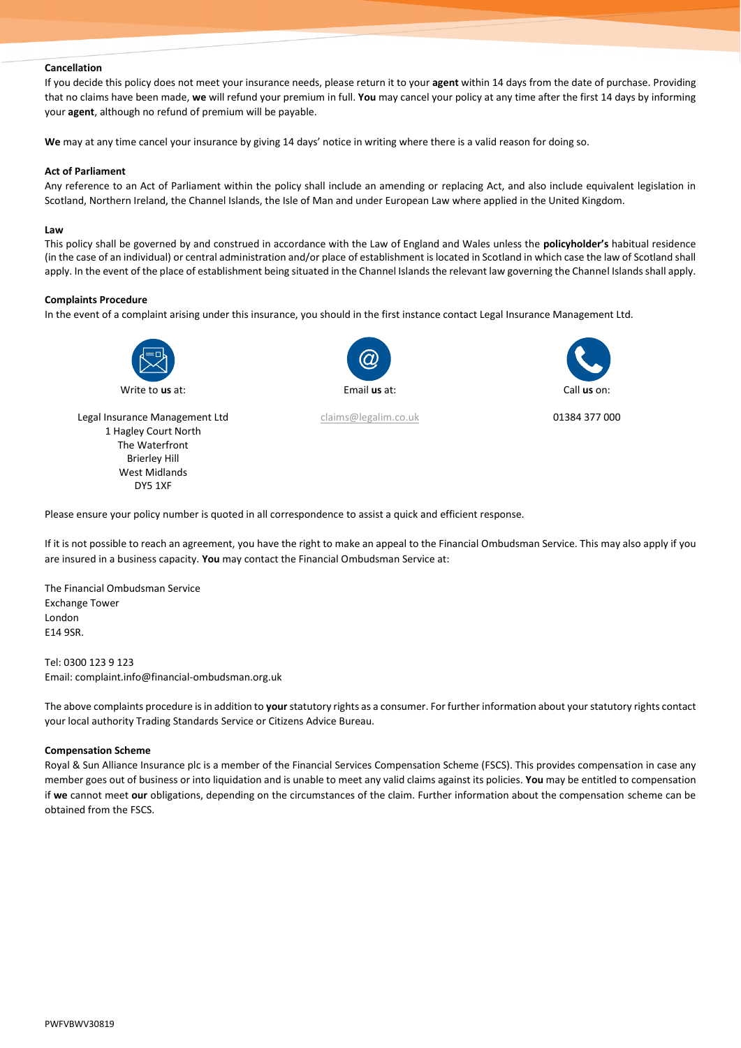**Cancellation**

If you decide this policy does not meet your insurance needs, please return it to your **agent** within 14 days from the date of purchase. Providing that no claims have been made, **we** will refund your premium in full. **You** may cancel your policy at any time after the first 14 days by informing your **agent**, although no refund of premium will be payable.

**We** may at any time cancel your insurance by giving 14 days' notice in writing where there is a valid reason for doing so.

**Act of Parliament**

Any reference to an Act of Parliament within the policy shall include an amending or replacing Act, and also include equivalent legislation in Scotland, Northern Ireland, the Channel Islands, the Isle of Man and under European Law where applied in the United Kingdom.

**Law**

This policy shall be governed by and construed in accordance with the Law of England and Wales unless the **policyholder's** habitual residence (in the case of an individual) or central administration and/or place of establishment is located in Scotland in which case the law of Scotland shall apply. In the event of the place of establishment being situated in the Channel Islands the relevant law governing the Channel Islands shall apply.

**Complaints Procedure**

In the event of a complaint arising under this insurance, you should in the first instance contact Legal Insurance Management Ltd.

Write to **us** at:

Legal Insurance Management Ltd
1 Hagley Court North
The Waterfront
Brierley Hill
West Midlands
DY5 1XF

Email **us** at:

claims@legalim.co.uk

Call **us** on:

01384 377 000

Please ensure your policy number is quoted in all correspondence to assist a quick and efficient response.

If it is not possible to reach an agreement, you have the right to make an appeal to the Financial Ombudsman Service. This may also apply if you are insured in a business capacity. **You** may contact the Financial Ombudsman Service at:

The Financial Ombudsman Service
Exchange Tower
London
E14 9SR.

Tel: 0300 123 9 123
Email: complaint.info@financial-ombudsman.org.uk

The above complaints procedure is in addition to **your** statutory rights as a consumer. For further information about your statutory rights contact your local authority Trading Standards Service or Citizens Advice Bureau.

**Compensation Scheme**

Royal & Sun Alliance Insurance plc is a member of the Financial Services Compensation Scheme (FSCS). This provides compensation in case any member goes out of business or into liquidation and is unable to meet any valid claims against its policies. **You** may be entitled to compensation if **we** cannot meet **our** obligations, depending on the circumstances of the claim. Further information about the compensation scheme can be obtained from the FSCS.

PWFVBWV30819